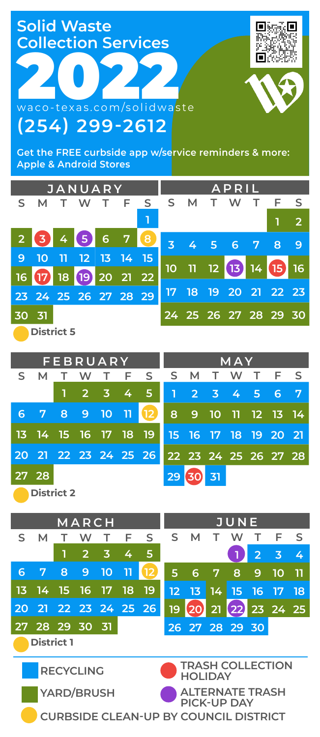# Solid Waste Collection Services

# 2022

waco-texas.com/solidwaste

## (254) 299-2612

**Get the FREE curbside app w/service reminders & more: Apple & Android Stores**

## JANUARY

| S | M | T | W | T | F | S |
|---|---|---|---|---|---|---|
| | | | | | | 1 |
| 2 | 3 | 4 | 5 | 6 | 7 | 8 |
| 9 | 10 | 11 | 12 | 13 | 14 | 15 |
| 16 | 17 | 18 | 19 | 20 | 21 | 22 |
| 23 | 24 | 25 | 26 | 27 | 28 | 29 |
| 30 | 31 | | | | | |

District 5

## FEBRUARY

| S | M | T | W | T | F | S |
|---|---|---|---|---|---|---|
| | | 1 | 2 | 3 | 4 | 5 |
| 6 | 7 | 8 | 9 | 10 | 11 | 12 |
| 13 | 14 | 15 | 16 | 17 | 18 | 19 |
| 20 | 21 | 22 | 23 | 24 | 25 | 26 |
| 27 | 28 | | | | | |

District 2

## MARCH

| S | M | T | W | T | F | S |
|---|---|---|---|---|---|---|
| | | 1 | 2 | 3 | 4 | 5 |
| 6 | 7 | 8 | 9 | 10 | 11 | 12 |
| 13 | 14 | 15 | 16 | 17 | 18 | 19 |
| 20 | 21 | 22 | 23 | 24 | 25 | 26 |
| 27 | 28 | 29 | 30 | 31 | | |

District 1

## APRIL

| S | M | T | W | T | F | S |
|---|---|---|---|---|---|---|
| | | | | | 1 | 2 |
| 3 | 4 | 5 | 6 | 7 | 8 | 9 |
| 10 | 11 | 12 | 13 | 14 | 15 | 16 |
| 17 | 18 | 19 | 20 | 21 | 22 | 23 |
| 24 | 25 | 26 | 27 | 28 | 29 | 30 |

## MAY

| S | M | T | W | T | F | S |
|---|---|---|---|---|---|---|
| 1 | 2 | 3 | 4 | 5 | 6 | 7 |
| 8 | 9 | 10 | 11 | 12 | 13 | 14 |
| 15 | 16 | 17 | 18 | 19 | 20 | 21 |
| 22 | 23 | 24 | 25 | 26 | 27 | 28 |
| 29 | 30 | 31 | | | | |

## JUNE

| S | M | T | W | T | F | S |
|---|---|---|---|---|---|---|
| | | | 1 | 2 | 3 | 4 |
| 5 | 6 | 7 | 8 | 9 | 10 | 11 |
| 12 | 13 | 14 | 15 | 16 | 17 | 18 |
| 19 | 20 | 21 | 22 | 23 | 24 | 25 |
| 26 | 27 | 28 | 29 | 30 | | |

- RECYCLING
- YARD/BRUSH
- TRASH COLLECTION HOLIDAY
- ALTERNATE TRASH PICK-UP DAY
- CURBSIDE CLEAN-UP BY COUNCIL DISTRICT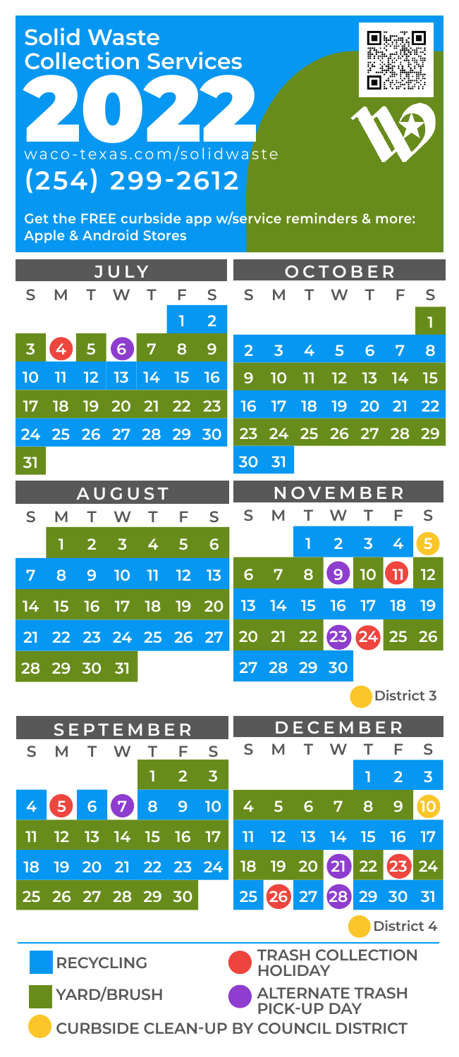# Solid Waste Collection Services

# 2022

waco-texas.com/solidwaste

**(254) 299-2612**

**Get the FREE curbside app w/service reminders & more: Apple & Android Stores**

## JULY

| S | M | T | W | T | F | S |
|---|---|---|---|---|---|---|
| | | | | | 1 | 2 |
| 3 | 4 | 5 | 6 | 7 | 8 | 9 |
| 10 | 11 | 12 | 13 | 14 | 15 | 16 |
| 17 | 18 | 19 | 20 | 21 | 22 | 23 |
| 24 | 25 | 26 | 27 | 28 | 29 | 30 |
| 31 | | | | | | |

## AUGUST

| S | M | T | W | T | F | S |
|---|---|---|---|---|---|---|
| | 1 | 2 | 3 | 4 | 5 | 6 |
| 7 | 8 | 9 | 10 | 11 | 12 | 13 |
| 14 | 15 | 16 | 17 | 18 | 19 | 20 |
| 21 | 22 | 23 | 24 | 25 | 26 | 27 |
| 28 | 29 | 30 | 31 | | | |

## SEPTEMBER

| S | M | T | W | T | F | S |
|---|---|---|---|---|---|---|
| | | | | 1 | 2 | 3 |
| 4 | 5 | 6 | 7 | 8 | 9 | 10 |
| 11 | 12 | 13 | 14 | 15 | 16 | 17 |
| 18 | 19 | 20 | 21 | 22 | 23 | 24 |
| 25 | 26 | 27 | 28 | 29 | 30 | |

## OCTOBER

| S | M | T | W | T | F | S |
|---|---|---|---|---|---|---|
| | | | | | | 1 |
| 2 | 3 | 4 | 5 | 6 | 7 | 8 |
| 9 | 10 | 11 | 12 | 13 | 14 | 15 |
| 16 | 17 | 18 | 19 | 20 | 21 | 22 |
| 23 | 24 | 25 | 26 | 27 | 28 | 29 |
| 30 | 31 | | | | | |

## NOVEMBER

| S | M | T | W | T | F | S |
|---|---|---|---|---|---|---|
| | | 1 | 2 | 3 | 4 | 5 |
| 6 | 7 | 8 | 9 | 10 | 11 | 12 |
| 13 | 14 | 15 | 16 | 17 | 18 | 19 |
| 20 | 21 | 22 | 23 | 24 | 25 | 26 |
| 27 | 28 | 29 | 30 | | | |

District 3

## DECEMBER

| S | M | T | W | T | F | S |
|---|---|---|---|---|---|---|
| | | | | 1 | 2 | 3 |
| 4 | 5 | 6 | 7 | 8 | 9 | 10 |
| 11 | 12 | 13 | 14 | 15 | 16 | 17 |
| 18 | 19 | 20 | 21 | 22 | 23 | 24 |
| 25 | 26 | 27 | 28 | 29 | 30 | 31 |

District 4

- RECYCLING
- YARD/BRUSH
- TRASH COLLECTION HOLIDAY
- ALTERNATE TRASH PICK-UP DAY
- CURBSIDE CLEAN-UP BY COUNCIL DISTRICT